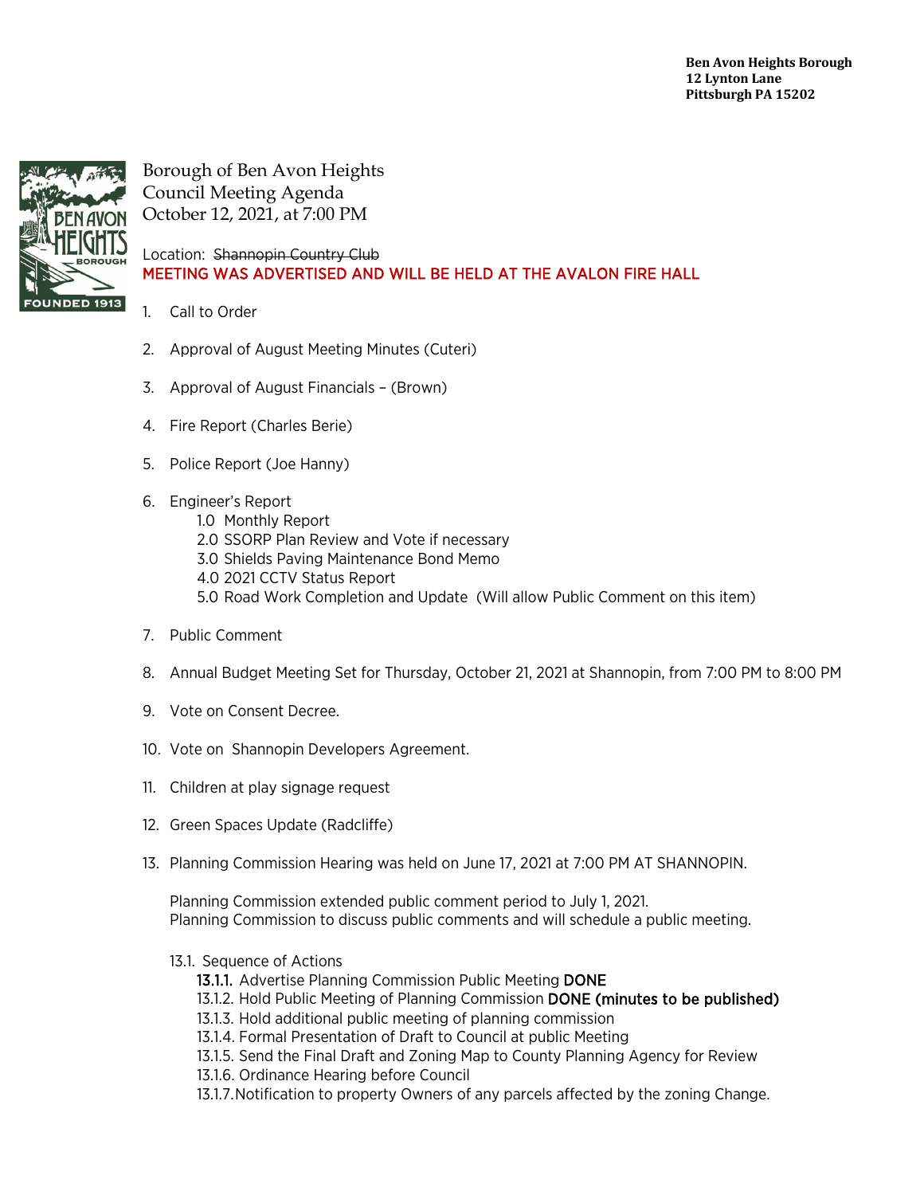**Ben Avon Heights Borough**
**12 Lynton Lane**
**Pittsburgh PA 15202**

Borough of Ben Avon Heights
Council Meeting Agenda
October 12, 2021, at 7:00 PM

Location: ~~Shannopin Country Club~~
MEETING WAS ADVERTISED AND WILL BE HELD AT THE AVALON FIRE HALL

1. Call to Order
2. Approval of August Meeting Minutes (Cuteri)
3. Approval of August Financials – (Brown)
4. Fire Report (Charles Berie)
5. Police Report (Joe Hanny)
6. Engineer's Report
   - 1.0 Monthly Report
   - 2.0 SSORP Plan Review and Vote if necessary
   - 3.0 Shields Paving Maintenance Bond Memo
   - 4.0 2021 CCTV Status Report
   - 5.0 Road Work Completion and Update (Will allow Public Comment on this item)
7. Public Comment
8. Annual Budget Meeting Set for Thursday, October 21, 2021 at Shannopin, from 7:00 PM to 8:00 PM
9. Vote on Consent Decree.
10. Vote on Shannopin Developers Agreement.
11. Children at play signage request
12. Green Spaces Update (Radcliffe)
13. Planning Commission Hearing was held on June 17, 2021 at 7:00 PM AT SHANNOPIN.

    Planning Commission extended public comment period to July 1, 2021.
    Planning Commission to discuss public comments and will schedule a public meeting.

    13.1. Sequence of Actions
    - 13.1.1. Advertise Planning Commission Public Meeting DONE
    - 13.1.2. Hold Public Meeting of Planning Commission DONE (minutes to be published)
    - 13.1.3. Hold additional public meeting of planning commission
    - 13.1.4. Formal Presentation of Draft to Council at public Meeting
    - 13.1.5. Send the Final Draft and Zoning Map to County Planning Agency for Review
    - 13.1.6. Ordinance Hearing before Council
    - 13.1.7. Notification to property Owners of any parcels affected by the zoning Change.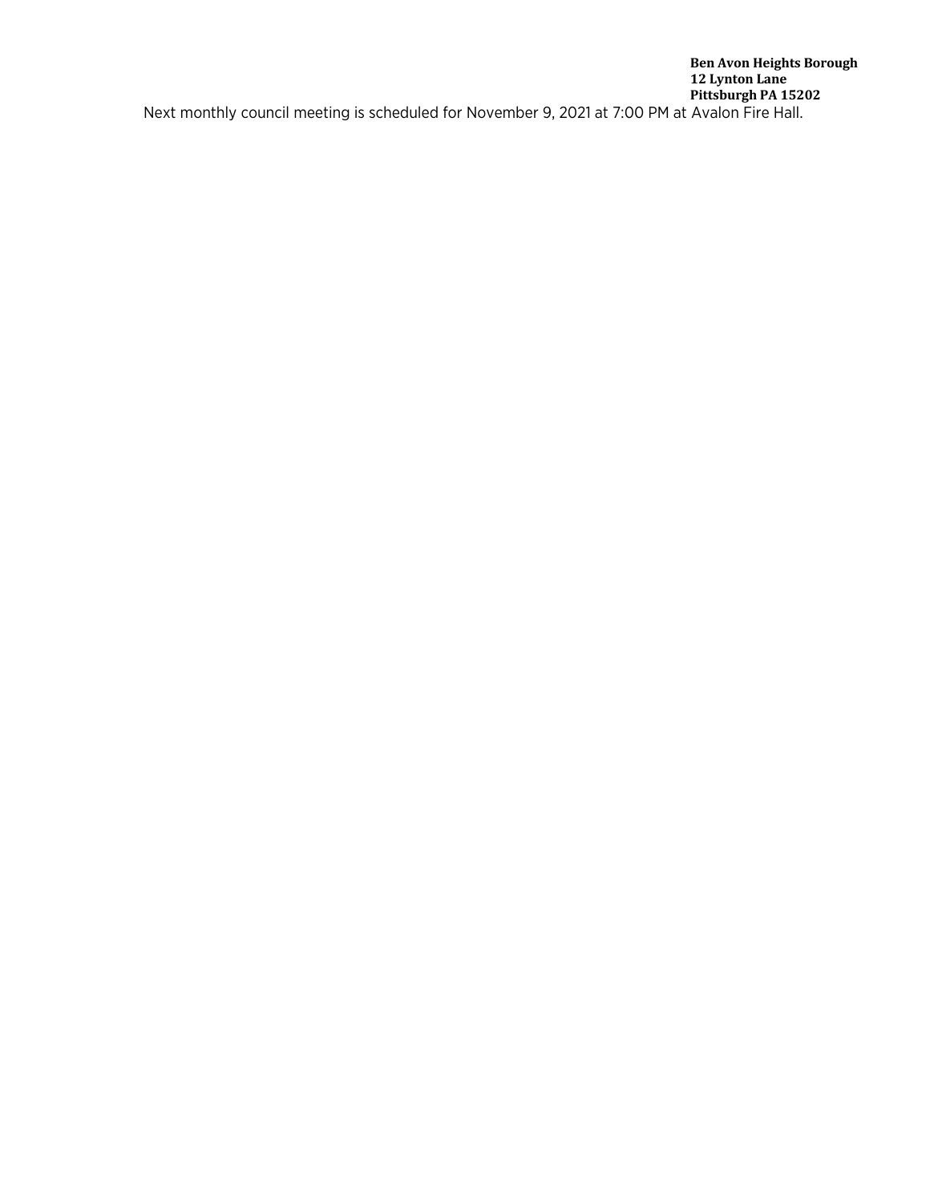Next monthly council meeting is scheduled for November 9, 2021 at 7:00 PM at Avalon Fire Hall.